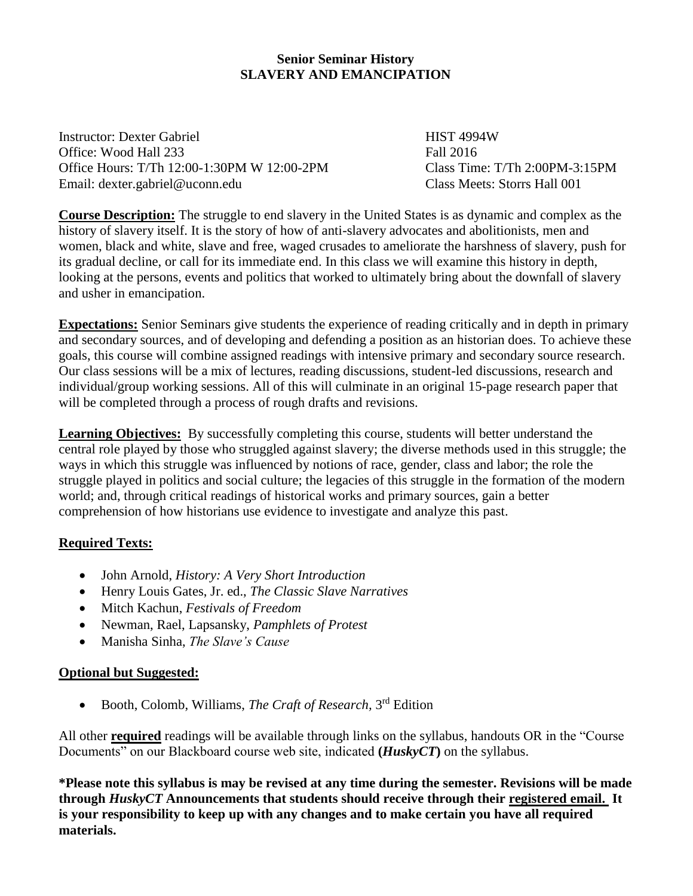**Senior Seminar History**
**SLAVERY AND EMANCIPATION**

Instructor: Dexter Gabriel
Office: Wood Hall 233
Office Hours: T/Th 12:00-1:30PM W 12:00-2PM
Email: dexter.gabriel@uconn.edu

HIST 4994W
Fall 2016
Class Time: T/Th 2:00PM-3:15PM
Class Meets: Storrs Hall 001

**Course Description:** The struggle to end slavery in the United States is as dynamic and complex as the history of slavery itself. It is the story of how of anti-slavery advocates and abolitionists, men and women, black and white, slave and free, waged crusades to ameliorate the harshness of slavery, push for its gradual decline, or call for its immediate end. In this class we will examine this history in depth, looking at the persons, events and politics that worked to ultimately bring about the downfall of slavery and usher in emancipation.

**Expectations:** Senior Seminars give students the experience of reading critically and in depth in primary and secondary sources, and of developing and defending a position as an historian does. To achieve these goals, this course will combine assigned readings with intensive primary and secondary source research. Our class sessions will be a mix of lectures, reading discussions, student-led discussions, research and individual/group working sessions. All of this will culminate in an original 15-page research paper that will be completed through a process of rough drafts and revisions.

**Learning Objectives:** By successfully completing this course, students will better understand the central role played by those who struggled against slavery; the diverse methods used in this struggle; the ways in which this struggle was influenced by notions of race, gender, class and labor; the role the struggle played in politics and social culture; the legacies of this struggle in the formation of the modern world; and, through critical readings of historical works and primary sources, gain a better comprehension of how historians use evidence to investigate and analyze this past.

**Required Texts:**

- John Arnold, *History: A Very Short Introduction*
- Henry Louis Gates, Jr. ed., *The Classic Slave Narratives*
- Mitch Kachun, *Festivals of Freedom*
- Newman, Rael, Lapsansky, *Pamphlets of Protest*
- Manisha Sinha, *The Slave's Cause*

**Optional but Suggested:**

- Booth, Colomb, Williams, *The Craft of Research,* 3rd Edition

All other **required** readings will be available through links on the syllabus, handouts OR in the "Course Documents" on our Blackboard course web site, indicated **(*HuskyCT*)** on the syllabus.

**\*Please note this syllabus is may be revised at any time during the semester. Revisions will be made through *HuskyCT* Announcements that students should receive through their registered email. It is your responsibility to keep up with any changes and to make certain you have all required materials.**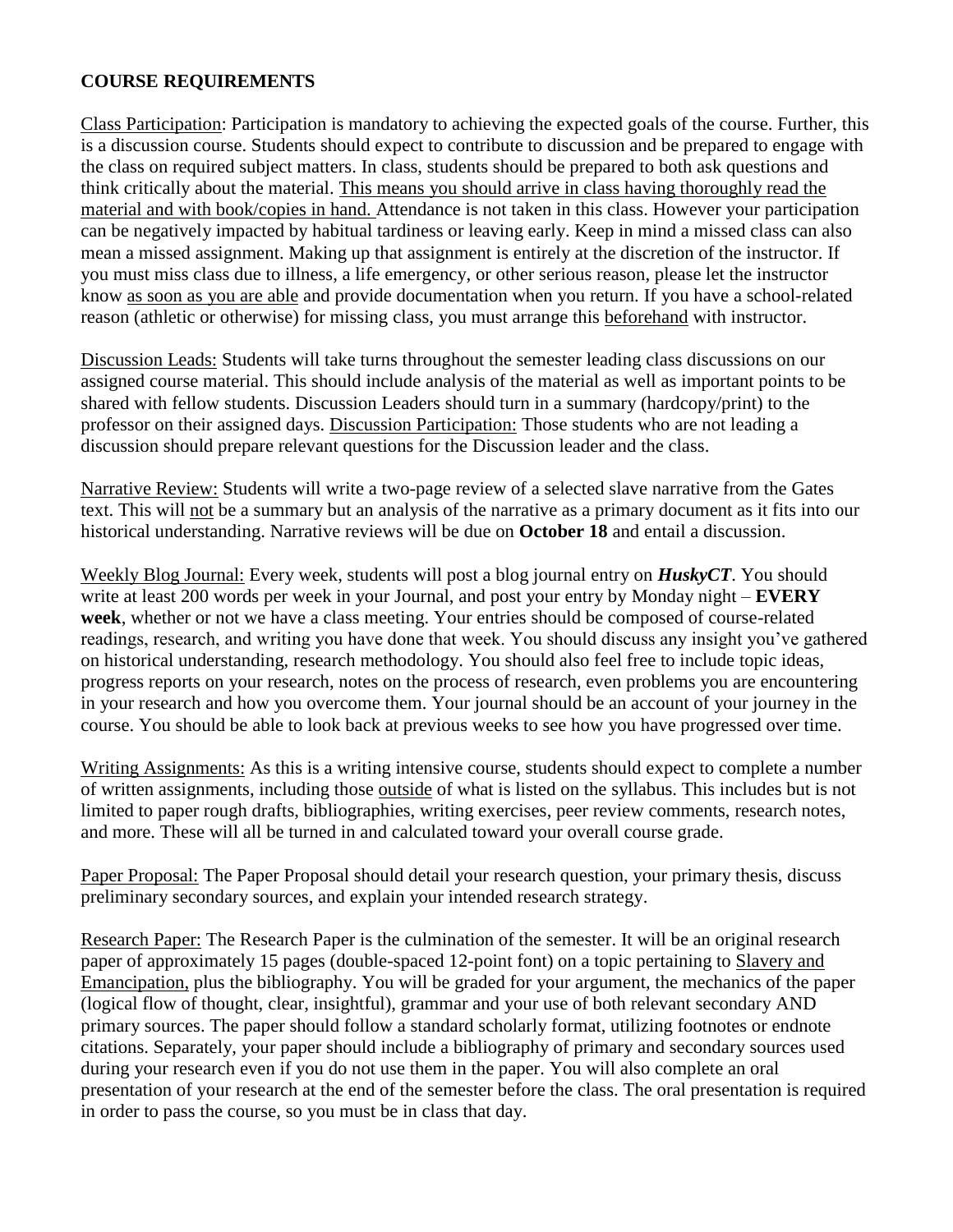**COURSE REQUIREMENTS**

Class Participation: Participation is mandatory to achieving the expected goals of the course. Further, this is a discussion course. Students should expect to contribute to discussion and be prepared to engage with the class on required subject matters. In class, students should be prepared to both ask questions and think critically about the material. This means you should arrive in class having thoroughly read the material and with book/copies in hand. Attendance is not taken in this class. However your participation can be negatively impacted by habitual tardiness or leaving early. Keep in mind a missed class can also mean a missed assignment. Making up that assignment is entirely at the discretion of the instructor. If you must miss class due to illness, a life emergency, or other serious reason, please let the instructor know as soon as you are able and provide documentation when you return. If you have a school-related reason (athletic or otherwise) for missing class, you must arrange this beforehand with instructor.

Discussion Leads: Students will take turns throughout the semester leading class discussions on our assigned course material. This should include analysis of the material as well as important points to be shared with fellow students. Discussion Leaders should turn in a summary (hardcopy/print) to the professor on their assigned days. Discussion Participation: Those students who are not leading a discussion should prepare relevant questions for the Discussion leader and the class.

Narrative Review: Students will write a two-page review of a selected slave narrative from the Gates text. This will not be a summary but an analysis of the narrative as a primary document as it fits into our historical understanding. Narrative reviews will be due on **October 18** and entail a discussion.

Weekly Blog Journal: Every week, students will post a blog journal entry on ***HuskyCT***. You should write at least 200 words per week in your Journal, and post your entry by Monday night – **EVERY week**, whether or not we have a class meeting. Your entries should be composed of course-related readings, research, and writing you have done that week. You should discuss any insight you've gathered on historical understanding, research methodology. You should also feel free to include topic ideas, progress reports on your research, notes on the process of research, even problems you are encountering in your research and how you overcome them. Your journal should be an account of your journey in the course. You should be able to look back at previous weeks to see how you have progressed over time.

Writing Assignments: As this is a writing intensive course, students should expect to complete a number of written assignments, including those outside of what is listed on the syllabus. This includes but is not limited to paper rough drafts, bibliographies, writing exercises, peer review comments, research notes, and more. These will all be turned in and calculated toward your overall course grade.

Paper Proposal: The Paper Proposal should detail your research question, your primary thesis, discuss preliminary secondary sources, and explain your intended research strategy.

Research Paper: The Research Paper is the culmination of the semester. It will be an original research paper of approximately 15 pages (double-spaced 12-point font) on a topic pertaining to Slavery and Emancipation, plus the bibliography. You will be graded for your argument, the mechanics of the paper (logical flow of thought, clear, insightful), grammar and your use of both relevant secondary AND primary sources. The paper should follow a standard scholarly format, utilizing footnotes or endnote citations. Separately, your paper should include a bibliography of primary and secondary sources used during your research even if you do not use them in the paper. You will also complete an oral presentation of your research at the end of the semester before the class. The oral presentation is required in order to pass the course, so you must be in class that day.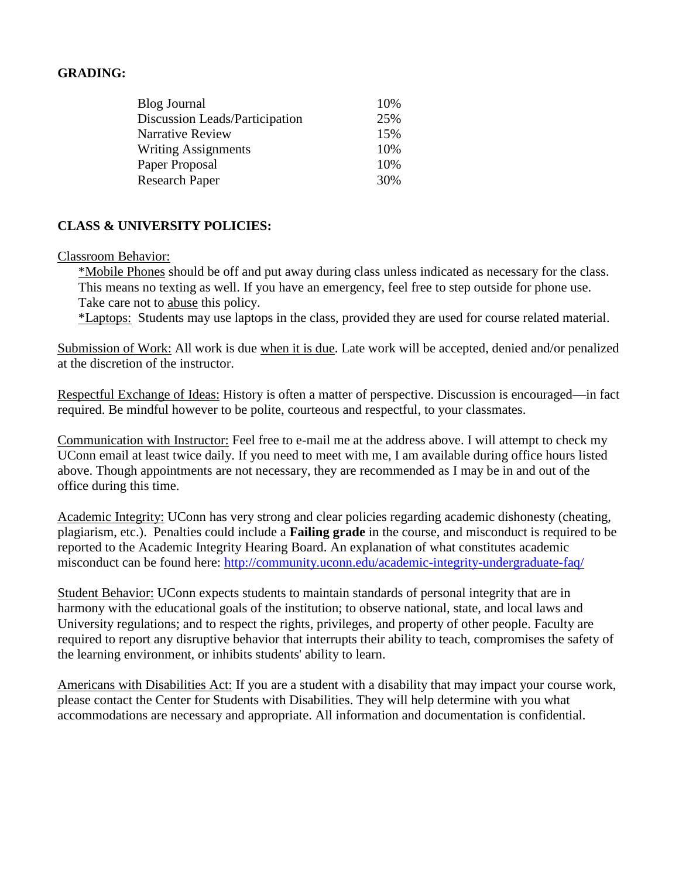**GRADING:**

| | |
|---|---|
| Blog Journal | 10% |
| Discussion Leads/Participation | 25% |
| Narrative Review | 15% |
| Writing Assignments | 10% |
| Paper Proposal | 10% |
| Research Paper | 30% |

**CLASS & UNIVERSITY POLICIES:**

Classroom Behavior:

*Mobile Phones should be off and put away during class unless indicated as necessary for the class. This means no texting as well. If you have an emergency, feel free to step outside for phone use. Take care not to abuse this policy.

*Laptops: Students may use laptops in the class, provided they are used for course related material.

Submission of Work: All work is due when it is due. Late work will be accepted, denied and/or penalized at the discretion of the instructor.

Respectful Exchange of Ideas: History is often a matter of perspective. Discussion is encouraged—in fact required. Be mindful however to be polite, courteous and respectful, to your classmates.

Communication with Instructor: Feel free to e-mail me at the address above. I will attempt to check my UConn email at least twice daily. If you need to meet with me, I am available during office hours listed above. Though appointments are not necessary, they are recommended as I may be in and out of the office during this time.

Academic Integrity: UConn has very strong and clear policies regarding academic dishonesty (cheating, plagiarism, etc.). Penalties could include a **Failing grade** in the course, and misconduct is required to be reported to the Academic Integrity Hearing Board. An explanation of what constitutes academic misconduct can be found here: http://community.uconn.edu/academic-integrity-undergraduate-faq/

Student Behavior: UConn expects students to maintain standards of personal integrity that are in harmony with the educational goals of the institution; to observe national, state, and local laws and University regulations; and to respect the rights, privileges, and property of other people. Faculty are required to report any disruptive behavior that interrupts their ability to teach, compromises the safety of the learning environment, or inhibits students' ability to learn.

Americans with Disabilities Act: If you are a student with a disability that may impact your course work, please contact the Center for Students with Disabilities. They will help determine with you what accommodations are necessary and appropriate. All information and documentation is confidential.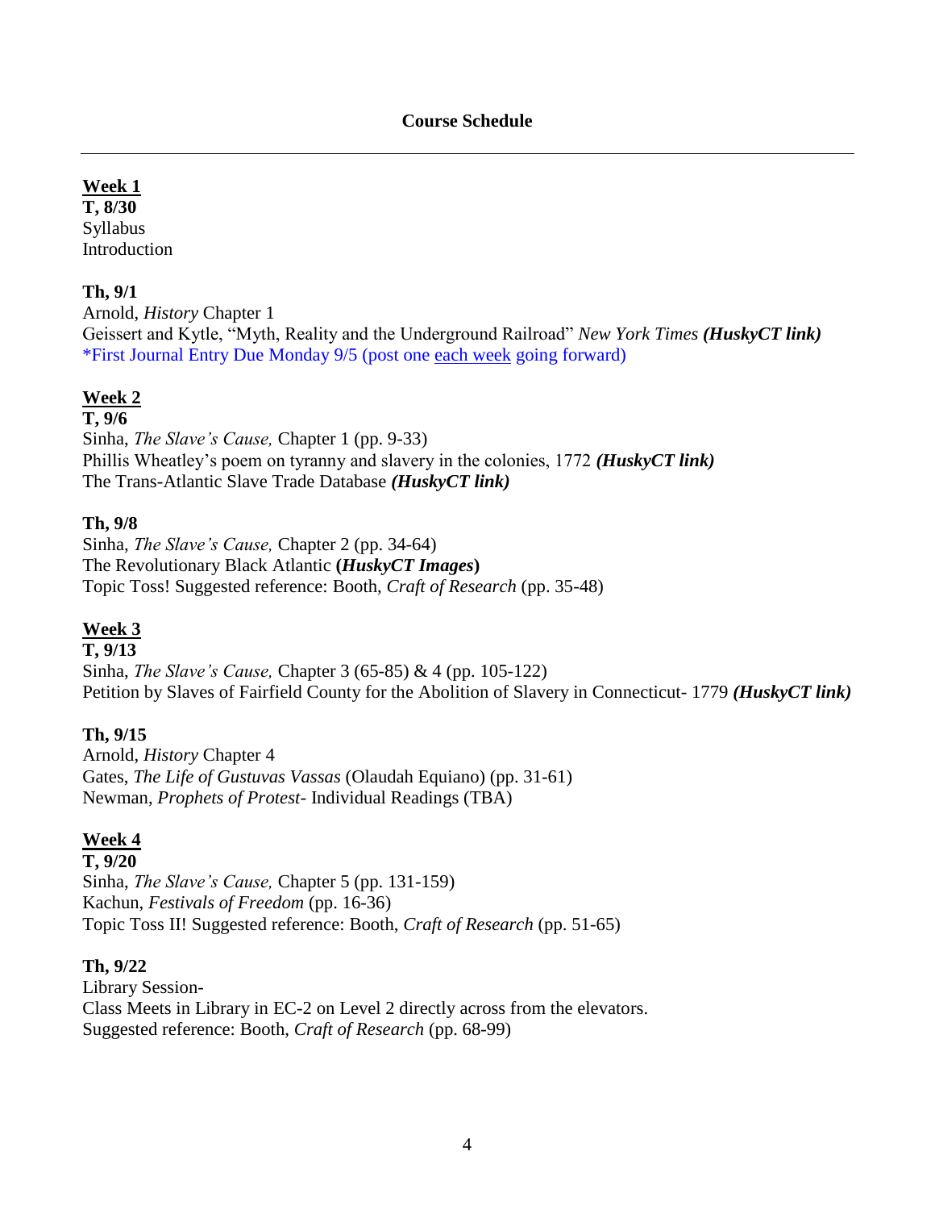## Course Schedule

---

**Week 1**
**T, 8/30**
Syllabus
Introduction

**Th, 9/1**
Arnold, *History* Chapter 1
Geissert and Kytle, "Myth, Reality and the Underground Railroad" *New York Times* ***(HuskyCT link)***
*First Journal Entry Due Monday 9/5 (post one each week going forward)

**Week 2**
**T, 9/6**
Sinha, *The Slave's Cause,* Chapter 1 (pp. 9-33)
Phillis Wheatley's poem on tyranny and slavery in the colonies, 1772 ***(HuskyCT link)***
The Trans-Atlantic Slave Trade Database ***(HuskyCT link)***

**Th, 9/8**
Sinha, *The Slave's Cause,* Chapter 2 (pp. 34-64)
The Revolutionary Black Atlantic **(*HuskyCT Images*)**
Topic Toss! Suggested reference: Booth, *Craft of Research* (pp. 35-48)

**Week 3**
**T, 9/13**
Sinha, *The Slave's Cause,* Chapter 3 (65-85) & 4 (pp. 105-122)
Petition by Slaves of Fairfield County for the Abolition of Slavery in Connecticut- 1779 ***(HuskyCT link)***

**Th, 9/15**
Arnold, *History* Chapter 4
Gates, *The Life of Gustuvas Vassas* (Olaudah Equiano) (pp. 31-61)
Newman, *Prophets of Protest*- Individual Readings (TBA)

**Week 4**
**T, 9/20**
Sinha, *The Slave's Cause,* Chapter 5 (pp. 131-159)
Kachun, *Festivals of Freedom* (pp. 16-36)
Topic Toss II! Suggested reference: Booth, *Craft of Research* (pp. 51-65)

**Th, 9/22**
Library Session-
Class Meets in Library in EC-2 on Level 2 directly across from the elevators.
Suggested reference: Booth, *Craft of Research* (pp. 68-99)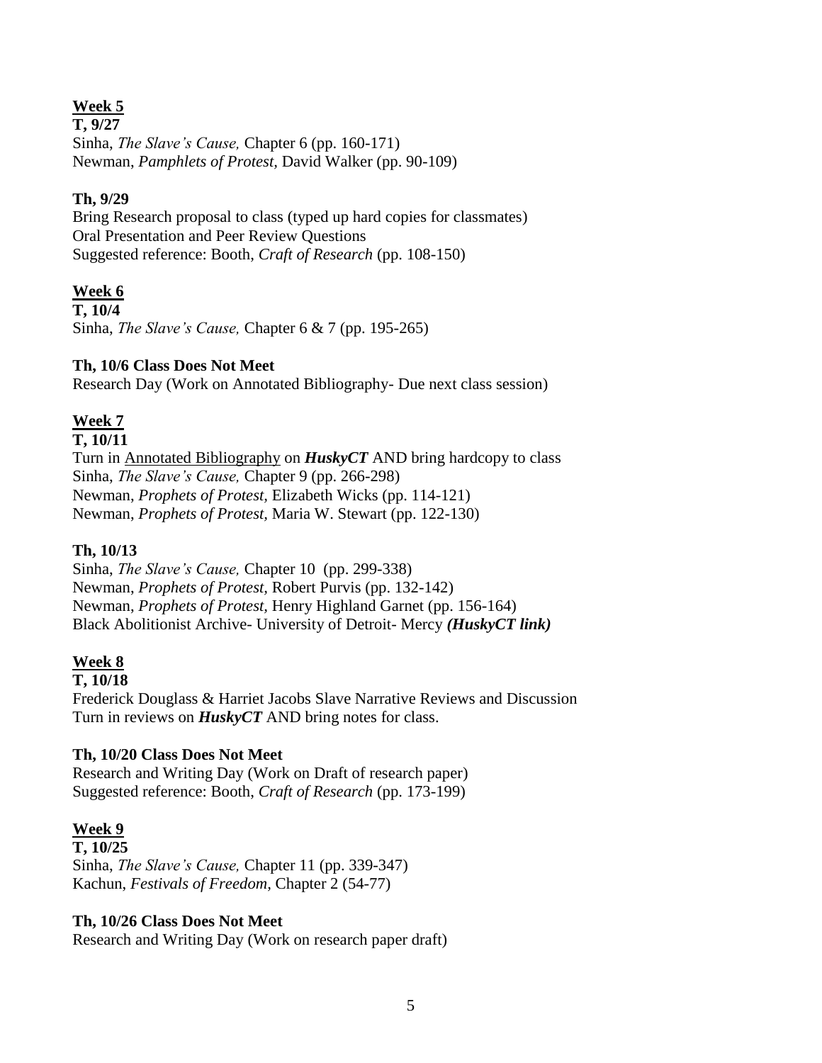## Week 5

**T, 9/27**
Sinha, *The Slave's Cause,* Chapter 6 (pp. 160-171)
Newman, *Pamphlets of Protest,* David Walker (pp. 90-109)

**Th, 9/29**
Bring Research proposal to class (typed up hard copies for classmates)
Oral Presentation and Peer Review Questions
Suggested reference: Booth, *Craft of Research* (pp. 108-150)

## Week 6

**T, 10/4**
Sinha, *The Slave's Cause,* Chapter 6 & 7 (pp. 195-265)

**Th, 10/6 Class Does Not Meet**
Research Day (Work on Annotated Bibliography- Due next class session)

## Week 7

**T, 10/11**
Turn in Annotated Bibliography on ***HuskyCT*** AND bring hardcopy to class
Sinha, *The Slave's Cause,* Chapter 9 (pp. 266-298)
Newman, *Prophets of Protest,* Elizabeth Wicks (pp. 114-121)
Newman, *Prophets of Protest,* Maria W. Stewart (pp. 122-130)

**Th, 10/13**
Sinha, *The Slave's Cause,* Chapter 10 (pp. 299-338)
Newman, *Prophets of Protest,* Robert Purvis (pp. 132-142)
Newman, *Prophets of Protest,* Henry Highland Garnet (pp. 156-164)
Black Abolitionist Archive- University of Detroit- Mercy ***(HuskyCT link)***

## Week 8

**T, 10/18**
Frederick Douglass & Harriet Jacobs Slave Narrative Reviews and Discussion
Turn in reviews on ***HuskyCT*** AND bring notes for class.

**Th, 10/20 Class Does Not Meet**
Research and Writing Day (Work on Draft of research paper)
Suggested reference: Booth, *Craft of Research* (pp. 173-199)

## Week 9

**T, 10/25**
Sinha, *The Slave's Cause,* Chapter 11 (pp. 339-347)
Kachun, *Festivals of Freedom,* Chapter 2 (54-77)

**Th, 10/26 Class Does Not Meet**
Research and Writing Day (Work on research paper draft)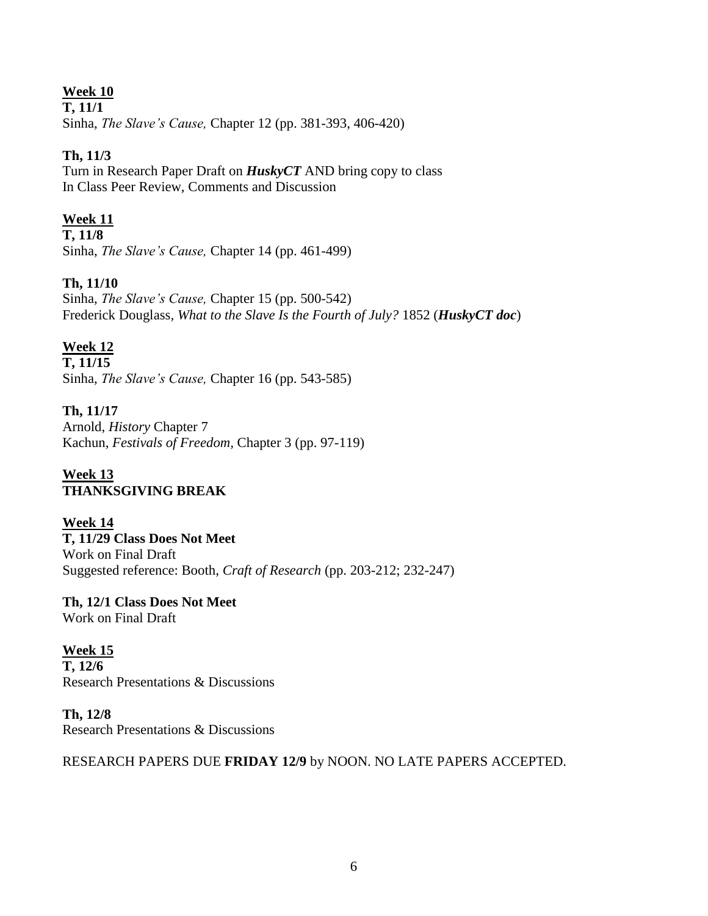**<u>Week 10</u>**
**T, 11/1**
Sinha, *The Slave's Cause,* Chapter 12 (pp. 381-393, 406-420)

**Th, 11/3**
Turn in Research Paper Draft on ***HuskyCT*** AND bring copy to class
In Class Peer Review, Comments and Discussion

**<u>Week 11</u>**
**T, 11/8**
Sinha, *The Slave's Cause,* Chapter 14 (pp. 461-499)

**Th, 11/10**
Sinha, *The Slave's Cause,* Chapter 15 (pp. 500-542)
Frederick Douglass, *What to the Slave Is the Fourth of July?* 1852 (***HuskyCT doc***)

**<u>Week 12</u>**
**T, 11/15**
Sinha, *The Slave's Cause,* Chapter 16 (pp. 543-585)

**Th, 11/17**
Arnold, *History* Chapter 7
Kachun, *Festivals of Freedom,* Chapter 3 (pp. 97-119)

**<u>Week 13</u>**
**THANKSGIVING BREAK**

**<u>Week 14</u>**
**T, 11/29 Class Does Not Meet**
Work on Final Draft
Suggested reference: Booth, *Craft of Research* (pp. 203-212; 232-247)

**Th, 12/1 Class Does Not Meet**
Work on Final Draft

**<u>Week 15</u>**
**T, 12/6**
Research Presentations & Discussions

**Th, 12/8**
Research Presentations & Discussions

RESEARCH PAPERS DUE **FRIDAY 12/9** by NOON. NO LATE PAPERS ACCEPTED.